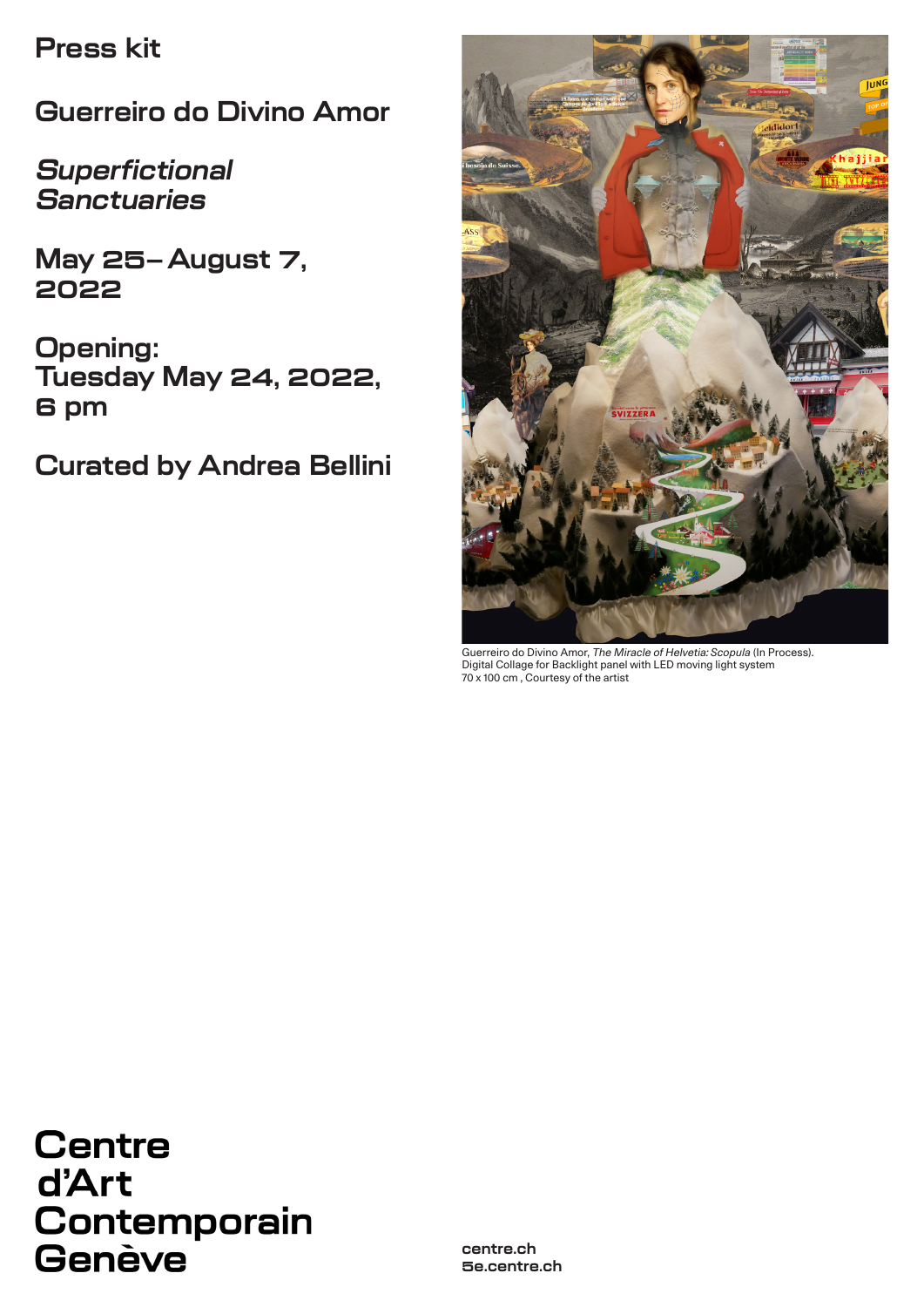# Press kit

## Guerreiro do Divino Amor

## *Superfictional Sanctuaries*

## May 25 – August 7, 2022

## Opening: Tuesday May 24, 2022, 6 pm

## Curated by Andrea Bellini

Guerreiro do Divino Amor, *The Miracle of Helvetia: Scopula* (In Process). Digital Collage for Backlight panel with LED moving light system 70 x 100 cm , Courtesy of the artist

**Centre d'Art Contemporain Genève**

centre.ch
5e.centre.ch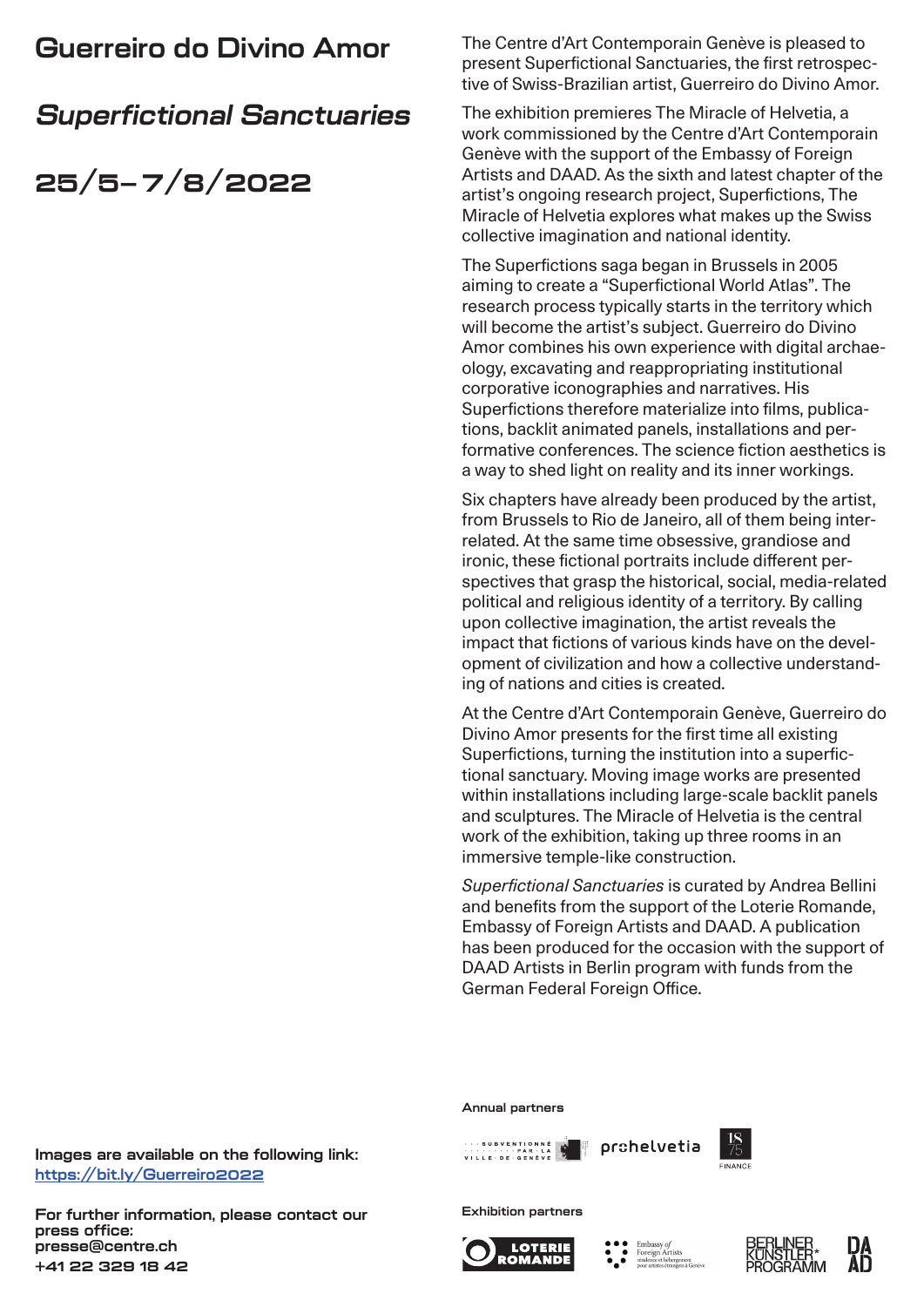# Guerreiro do Divino Amor

## *Superfictional Sanctuaries*

## 25/5–7/8/2022

The Centre d'Art Contemporain Genève is pleased to present Superfictional Sanctuaries, the first retrospective of Swiss-Brazilian artist, Guerreiro do Divino Amor.

The exhibition premieres The Miracle of Helvetia, a work commissioned by the Centre d'Art Contemporain Genève with the support of the Embassy of Foreign Artists and DAAD. As the sixth and latest chapter of the artist's ongoing research project, Superfictions, The Miracle of Helvetia explores what makes up the Swiss collective imagination and national identity.

The Superfictions saga began in Brussels in 2005 aiming to create a "Superfictional World Atlas". The research process typically starts in the territory which will become the artist's subject. Guerreiro do Divino Amor combines his own experience with digital archaeology, excavating and reappropriating institutional corporative iconographies and narratives. His Superfictions therefore materialize into films, publications, backlit animated panels, installations and performative conferences. The science fiction aesthetics is a way to shed light on reality and its inner workings.

Six chapters have already been produced by the artist, from Brussels to Rio de Janeiro, all of them being interrelated. At the same time obsessive, grandiose and ironic, these fictional portraits include different perspectives that grasp the historical, social, media-related political and religious identity of a territory. By calling upon collective imagination, the artist reveals the impact that fictions of various kinds have on the development of civilization and how a collective understanding of nations and cities is created.

At the Centre d'Art Contemporain Genève, Guerreiro do Divino Amor presents for the first time all existing Superfictions, turning the institution into a superfictional sanctuary. Moving image works are presented within installations including large-scale backlit panels and sculptures. The Miracle of Helvetia is the central work of the exhibition, taking up three rooms in an immersive temple-like construction.

*Superfictional Sanctuaries* is curated by Andrea Bellini and benefits from the support of the Loterie Romande, Embassy of Foreign Artists and DAAD. A publication has been produced for the occasion with the support of DAAD Artists in Berlin program with funds from the German Federal Foreign Office.

**Images are available on the following link:**
**[https://bit.ly/Guerreiro2022](https://bit.ly/Guerreiro2022)**

**For further information, please contact our press office:**
**presse@centre.ch**
**+41 22 329 18 42**

**Annual partners**

Subventionné par la Ville de Genève · pro helvetia · 1875 Finance

**Exhibition partners**

Loterie Romande · Embassy of Foreign Artists · Berliner Künstlerprogramm · DAAD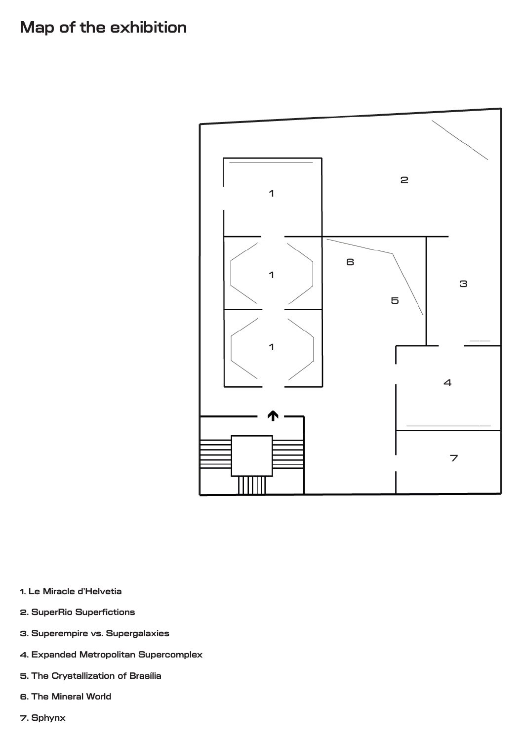# Map of the exhibition

1. Le Miracle d'Helvetia
2. SuperRio Superfictions
3. Superempire vs. Supergalaxies
4. Expanded Metropolitan Supercomplex
5. The Crystallization of Brasilia
6. The Mineral World
7. Sphynx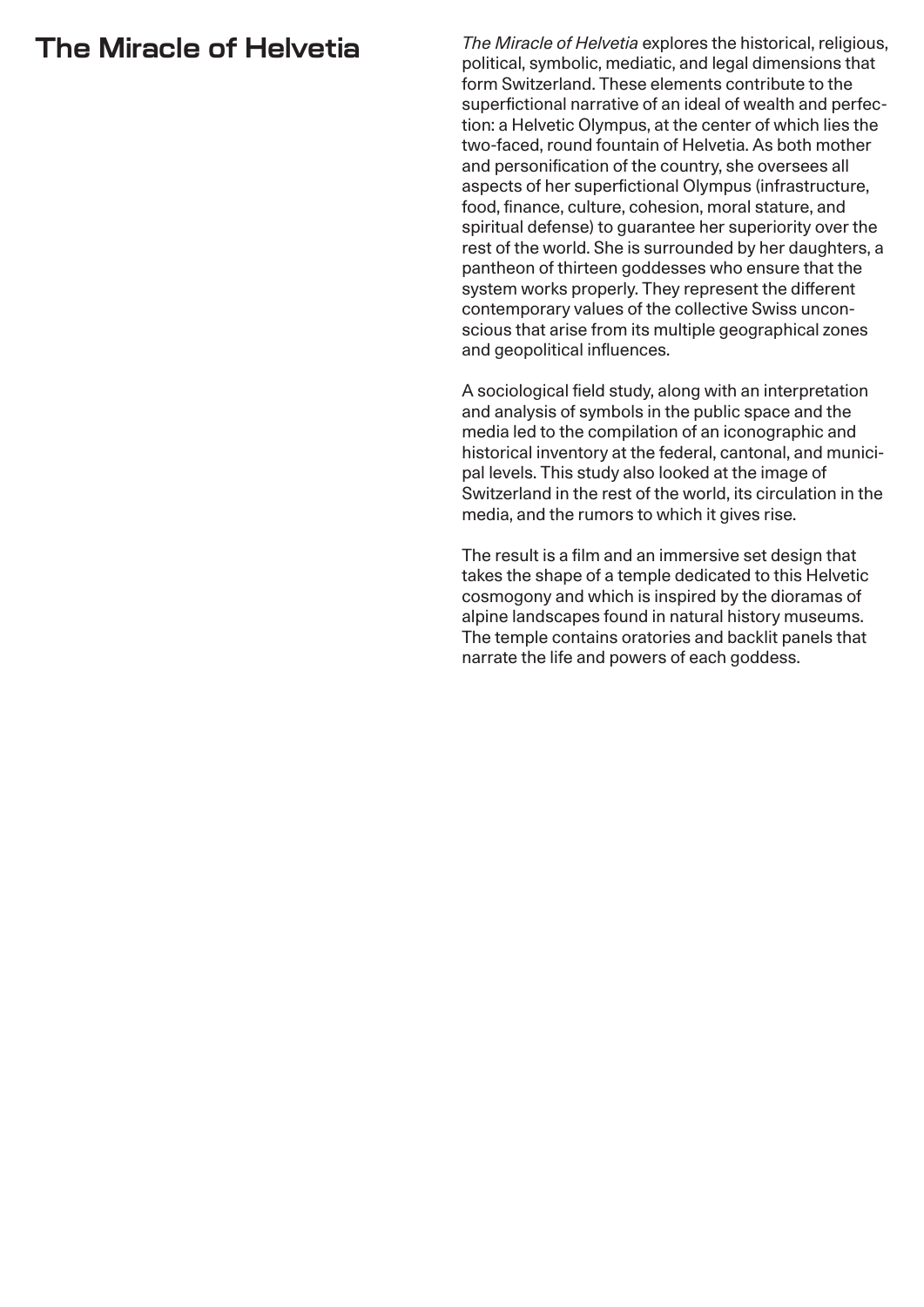# The Miracle of Helvetia

*The Miracle of Helvetia* explores the historical, religious, political, symbolic, mediatic, and legal dimensions that form Switzerland. These elements contribute to the superfictional narrative of an ideal of wealth and perfection: a Helvetic Olympus, at the center of which lies the two-faced, round fountain of Helvetia. As both mother and personification of the country, she oversees all aspects of her superfictional Olympus (infrastructure, food, finance, culture, cohesion, moral stature, and spiritual defense) to guarantee her superiority over the rest of the world. She is surrounded by her daughters, a pantheon of thirteen goddesses who ensure that the system works properly. They represent the different contemporary values of the collective Swiss unconscious that arise from its multiple geographical zones and geopolitical influences.

A sociological field study, along with an interpretation and analysis of symbols in the public space and the media led to the compilation of an iconographic and historical inventory at the federal, cantonal, and municipal levels. This study also looked at the image of Switzerland in the rest of the world, its circulation in the media, and the rumors to which it gives rise.

The result is a film and an immersive set design that takes the shape of a temple dedicated to this Helvetic cosmogony and which is inspired by the dioramas of alpine landscapes found in natural history museums. The temple contains oratories and backlit panels that narrate the life and powers of each goddess.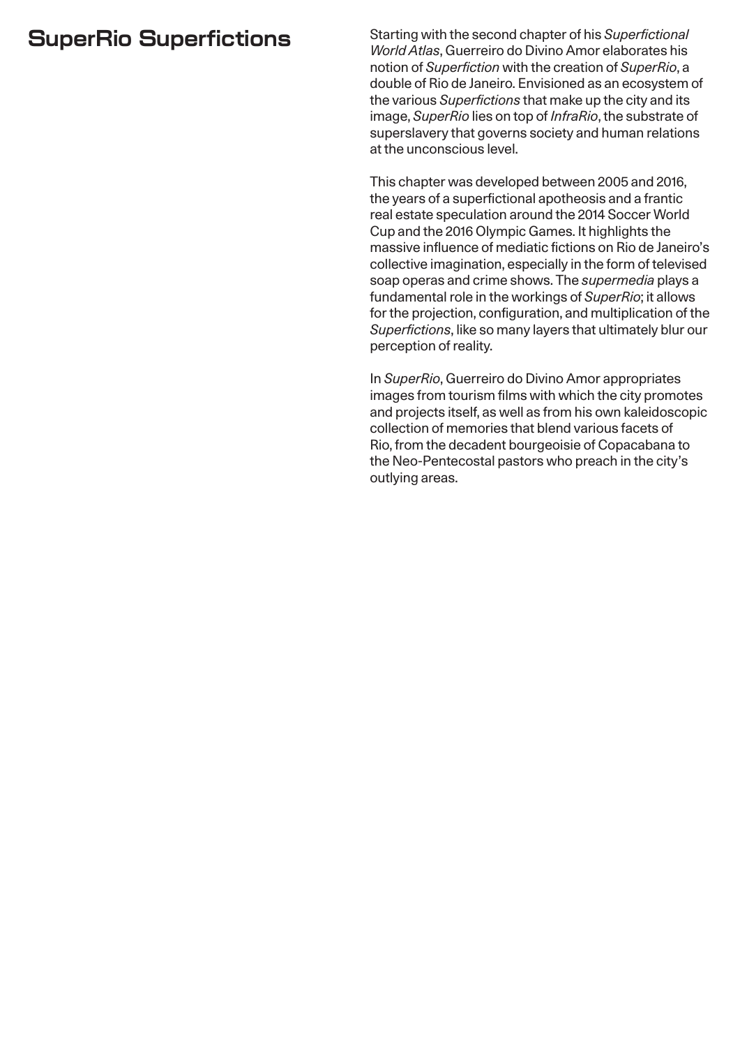# SuperRio Superfictions

Starting with the second chapter of his *Superfictional World Atlas*, Guerreiro do Divino Amor elaborates his notion of *Superfiction* with the creation of *SuperRio*, a double of Rio de Janeiro. Envisioned as an ecosystem of the various *Superfictions* that make up the city and its image, *SuperRio* lies on top of *InfraRio*, the substrate of superslavery that governs society and human relations at the unconscious level.

This chapter was developed between 2005 and 2016, the years of a superfictional apotheosis and a frantic real estate speculation around the 2014 Soccer World Cup and the 2016 Olympic Games. It highlights the massive influence of mediatic fictions on Rio de Janeiro's collective imagination, especially in the form of televised soap operas and crime shows. The *supermedia* plays a fundamental role in the workings of *SuperRio*; it allows for the projection, configuration, and multiplication of the *Superfictions*, like so many layers that ultimately blur our perception of reality.

In *SuperRio*, Guerreiro do Divino Amor appropriates images from tourism films with which the city promotes and projects itself, as well as from his own kaleidoscopic collection of memories that blend various facets of Rio, from the decadent bourgeoisie of Copacabana to the Neo-Pentecostal pastors who preach in the city's outlying areas.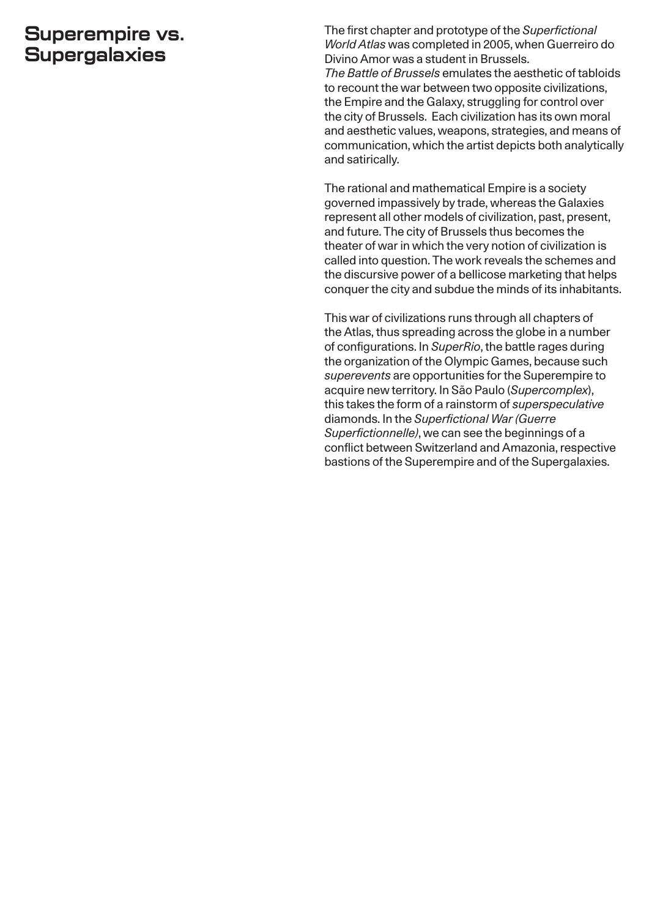# Superempire vs. Supergalaxies

The first chapter and prototype of the *Superfictional World Atlas* was completed in 2005, when Guerreiro do Divino Amor was a student in Brussels.
*The Battle of Brussels* emulates the aesthetic of tabloids to recount the war between two opposite civilizations, the Empire and the Galaxy, struggling for control over the city of Brussels. Each civilization has its own moral and aesthetic values, weapons, strategies, and means of communication, which the artist depicts both analytically and satirically.

The rational and mathematical Empire is a society governed impassively by trade, whereas the Galaxies represent all other models of civilization, past, present, and future. The city of Brussels thus becomes the theater of war in which the very notion of civilization is called into question. The work reveals the schemes and the discursive power of a bellicose marketing that helps conquer the city and subdue the minds of its inhabitants.

This war of civilizations runs through all chapters of the Atlas, thus spreading across the globe in a number of configurations. In *SuperRio*, the battle rages during the organization of the Olympic Games, because such *superevents* are opportunities for the Superempire to acquire new territory. In São Paulo (*Supercomplex*), this takes the form of a rainstorm of *superspeculative* diamonds. In the *Superfictional War (Guerre Superfictionnelle)*, we can see the beginnings of a conflict between Switzerland and Amazonia, respective bastions of the Superempire and of the Supergalaxies.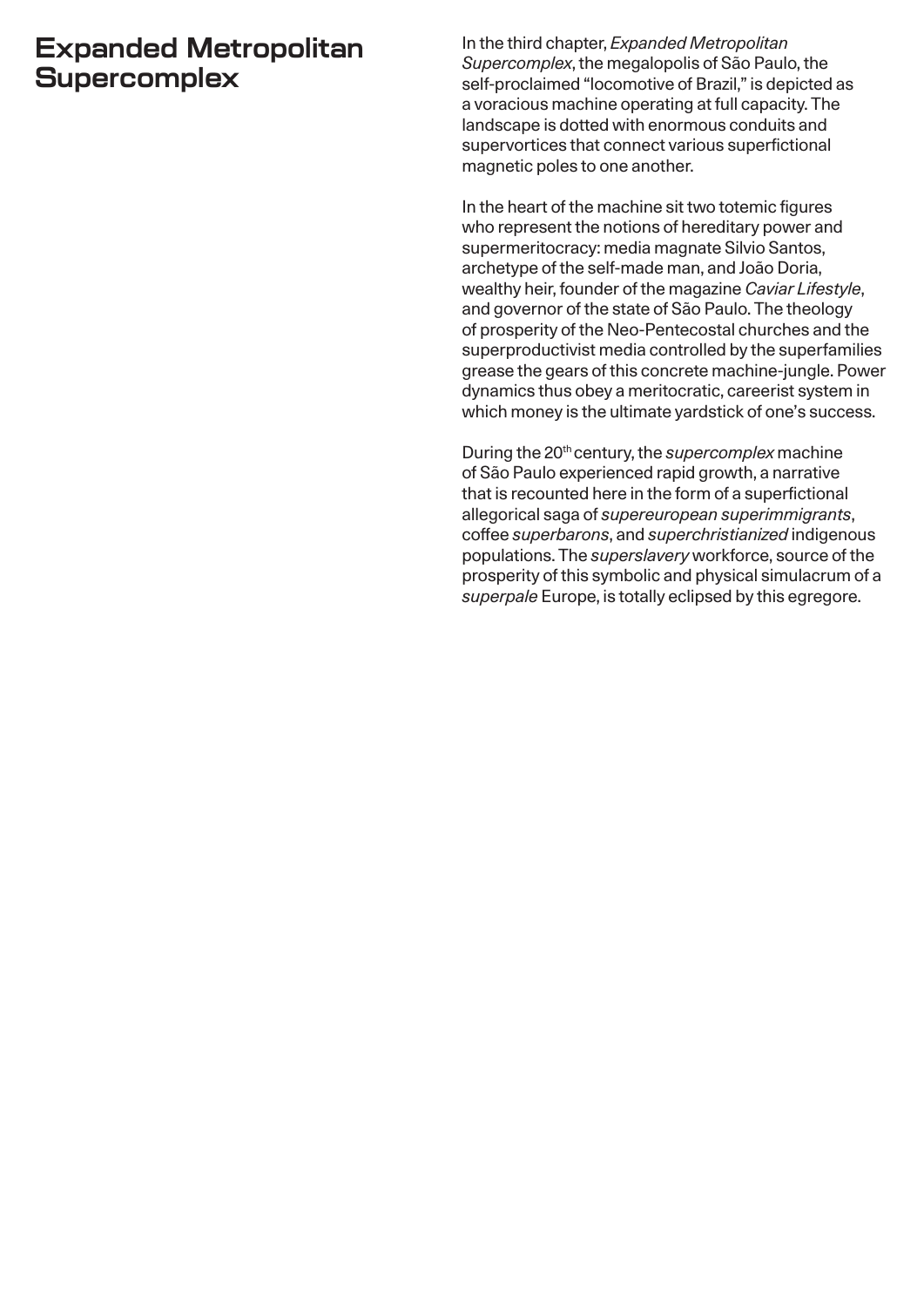# Expanded Metropolitan Supercomplex

In the third chapter, *Expanded Metropolitan Supercomplex*, the megalopolis of São Paulo, the self-proclaimed "locomotive of Brazil," is depicted as a voracious machine operating at full capacity. The landscape is dotted with enormous conduits and supervortices that connect various superfictional magnetic poles to one another.

In the heart of the machine sit two totemic figures who represent the notions of hereditary power and supermeritocracy: media magnate Silvio Santos, archetype of the self-made man, and João Doria, wealthy heir, founder of the magazine *Caviar Lifestyle*, and governor of the state of São Paulo. The theology of prosperity of the Neo-Pentecostal churches and the superproductivist media controlled by the superfamilies grease the gears of this concrete machine-jungle. Power dynamics thus obey a meritocratic, careerist system in which money is the ultimate yardstick of one's success.

During the 20th century, the *supercomplex* machine of São Paulo experienced rapid growth, a narrative that is recounted here in the form of a superfictional allegorical saga of *supereuropean superimmigrants*, coffee *superbarons*, and *superchristianized* indigenous populations. The *superslavery* workforce, source of the prosperity of this symbolic and physical simulacrum of a *superpale* Europe, is totally eclipsed by this egregore.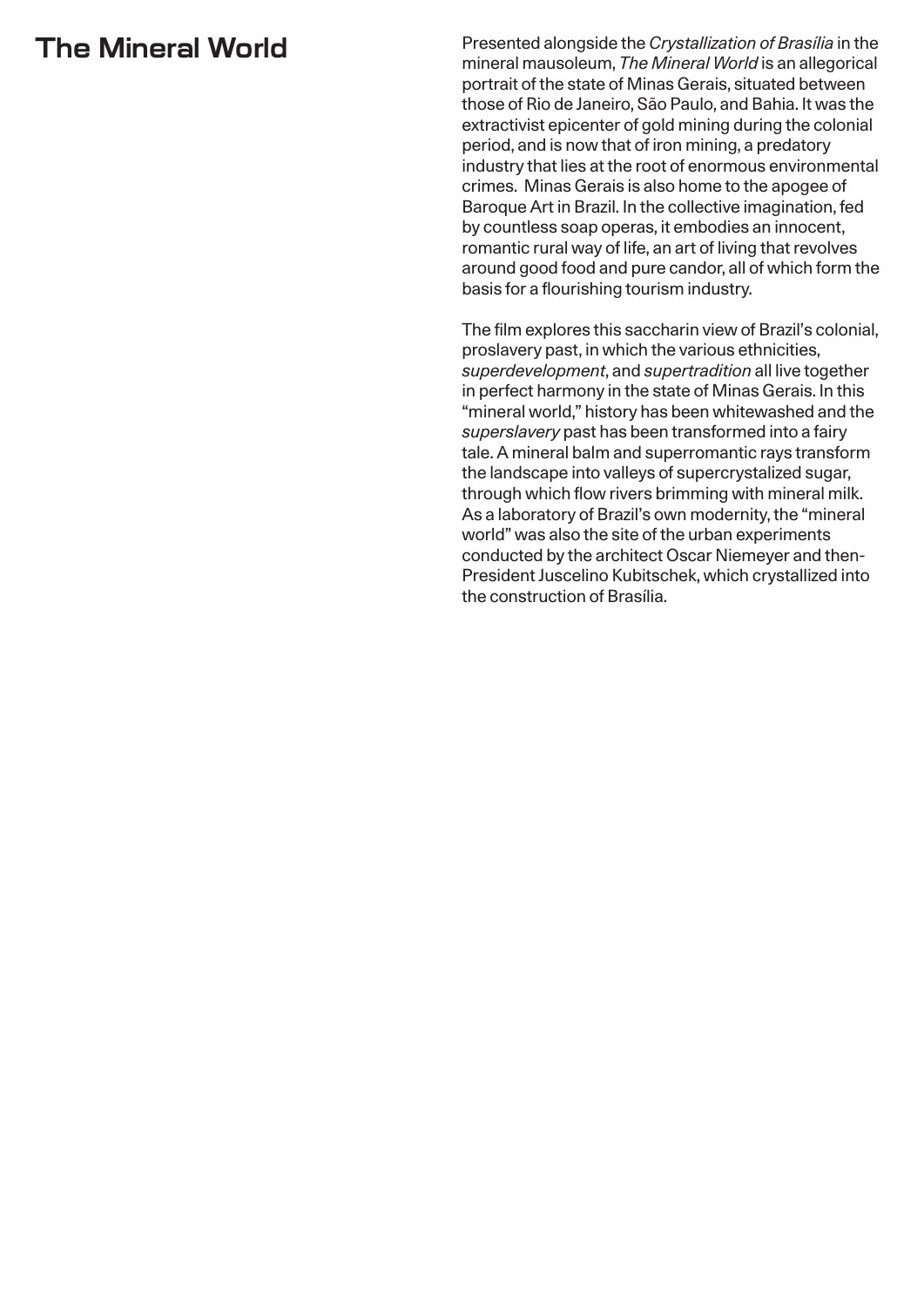# The Mineral World

Presented alongside the *Crystallization of Brasília* in the mineral mausoleum, *The Mineral World* is an allegorical portrait of the state of Minas Gerais, situated between those of Rio de Janeiro, São Paulo, and Bahia. It was the extractivist epicenter of gold mining during the colonial period, and is now that of iron mining, a predatory industry that lies at the root of enormous environmental crimes. Minas Gerais is also home to the apogee of Baroque Art in Brazil. In the collective imagination, fed by countless soap operas, it embodies an innocent, romantic rural way of life, an art of living that revolves around good food and pure candor, all of which form the basis for a flourishing tourism industry.

The film explores this saccharin view of Brazil's colonial, proslavery past, in which the various ethnicities, *superdevelopment*, and *supertradition* all live together in perfect harmony in the state of Minas Gerais. In this "mineral world," history has been whitewashed and the *superslavery* past has been transformed into a fairy tale. A mineral balm and superromantic rays transform the landscape into valleys of supercrystalized sugar, through which flow rivers brimming with mineral milk. As a laboratory of Brazil's own modernity, the "mineral world" was also the site of the urban experiments conducted by the architect Oscar Niemeyer and then-President Juscelino Kubitschek, which crystallized into the construction of Brasília.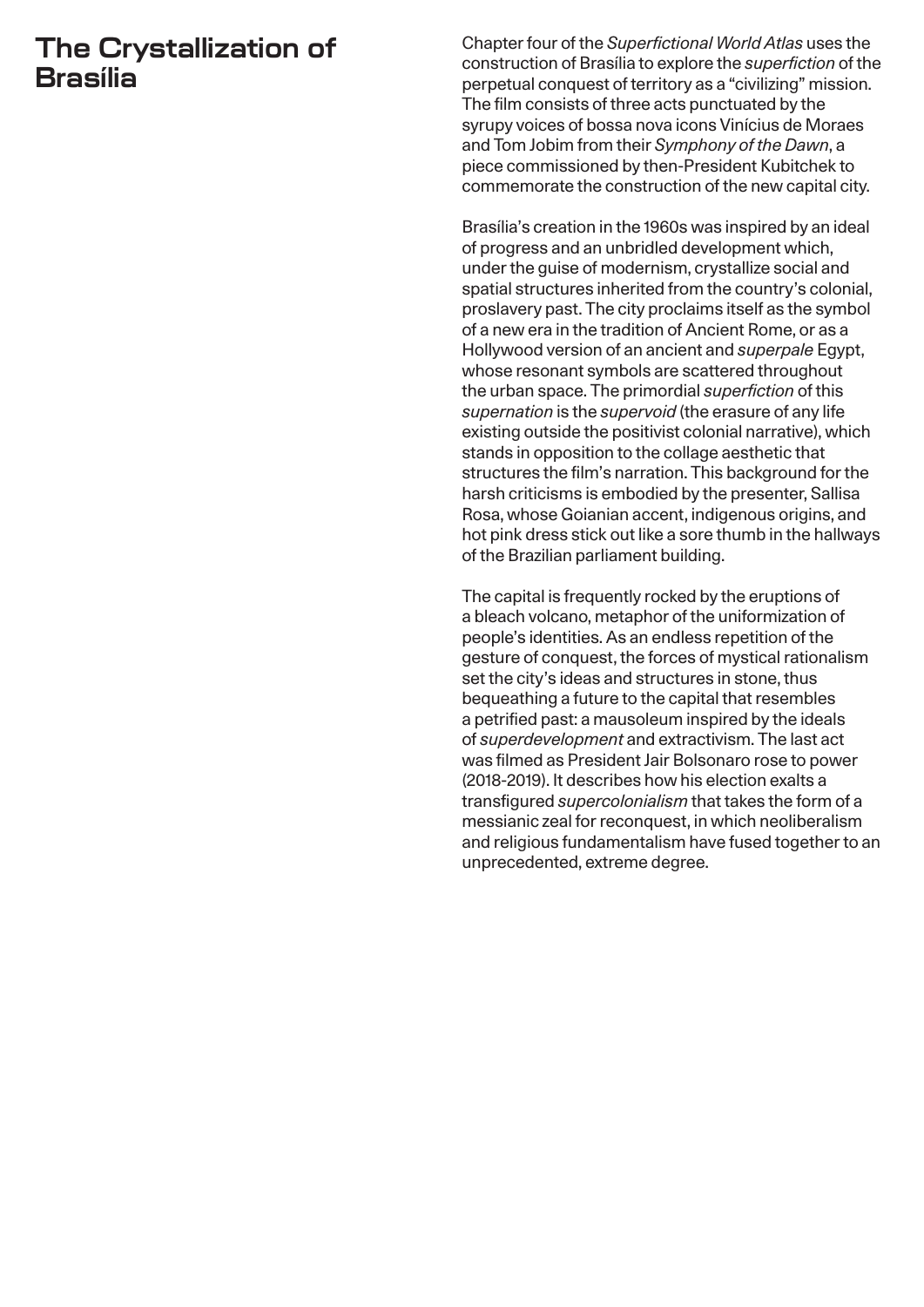# The Crystallization of Brasília

Chapter four of the *Superfictional World Atlas* uses the construction of Brasília to explore the *superfiction* of the perpetual conquest of territory as a "civilizing" mission. The film consists of three acts punctuated by the syrupy voices of bossa nova icons Vinícius de Moraes and Tom Jobim from their *Symphony of the Dawn*, a piece commissioned by then-President Kubitchek to commemorate the construction of the new capital city.

Brasília's creation in the 1960s was inspired by an ideal of progress and an unbridled development which, under the guise of modernism, crystallize social and spatial structures inherited from the country's colonial, proslavery past. The city proclaims itself as the symbol of a new era in the tradition of Ancient Rome, or as a Hollywood version of an ancient and *superpale* Egypt, whose resonant symbols are scattered throughout the urban space. The primordial *superfiction* of this *supernation* is the *supervoid* (the erasure of any life existing outside the positivist colonial narrative), which stands in opposition to the collage aesthetic that structures the film's narration. This background for the harsh criticisms is embodied by the presenter, Sallisa Rosa, whose Goianian accent, indigenous origins, and hot pink dress stick out like a sore thumb in the hallways of the Brazilian parliament building.

The capital is frequently rocked by the eruptions of a bleach volcano, metaphor of the uniformization of people's identities. As an endless repetition of the gesture of conquest, the forces of mystical rationalism set the city's ideas and structures in stone, thus bequeathing a future to the capital that resembles a petrified past: a mausoleum inspired by the ideals of *superdevelopment* and extractivism. The last act was filmed as President Jair Bolsonaro rose to power (2018-2019). It describes how his election exalts a transfigured *supercolonialism* that takes the form of a messianic zeal for reconquest, in which neoliberalism and religious fundamentalism have fused together to an unprecedented, extreme degree.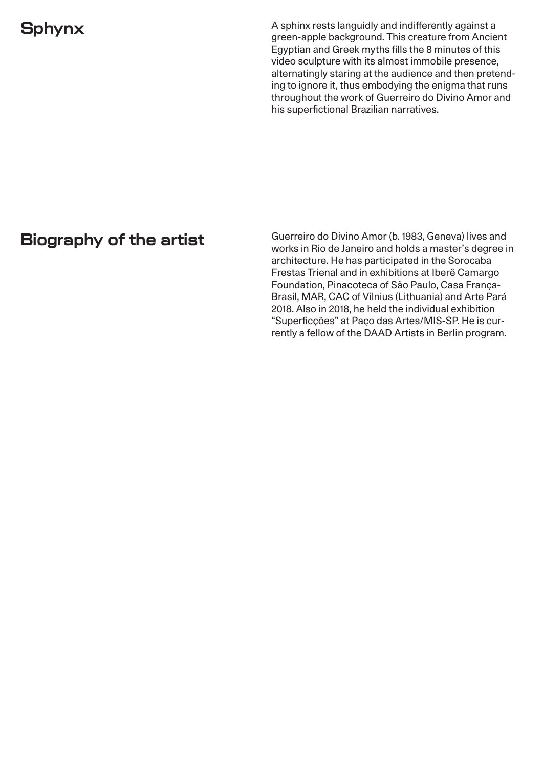## Sphynx

A sphinx rests languidly and indifferently against a green-apple background. This creature from Ancient Egyptian and Greek myths fills the 8 minutes of this video sculpture with its almost immobile presence, alternatingly staring at the audience and then pretending to ignore it, thus embodying the enigma that runs throughout the work of Guerreiro do Divino Amor and his superfictional Brazilian narratives.

## Biography of the artist

Guerreiro do Divino Amor (b. 1983, Geneva) lives and works in Rio de Janeiro and holds a master's degree in architecture. He has participated in the Sorocaba Frestas Trienal and in exhibitions at Iberê Camargo Foundation, Pinacoteca of São Paulo, Casa França-Brasil, MAR, CAC of Vilnius (Lithuania) and Arte Pará 2018. Also in 2018, he held the individual exhibition "Superficções" at Paço das Artes/MIS-SP. He is currently a fellow of the DAAD Artists in Berlin program.